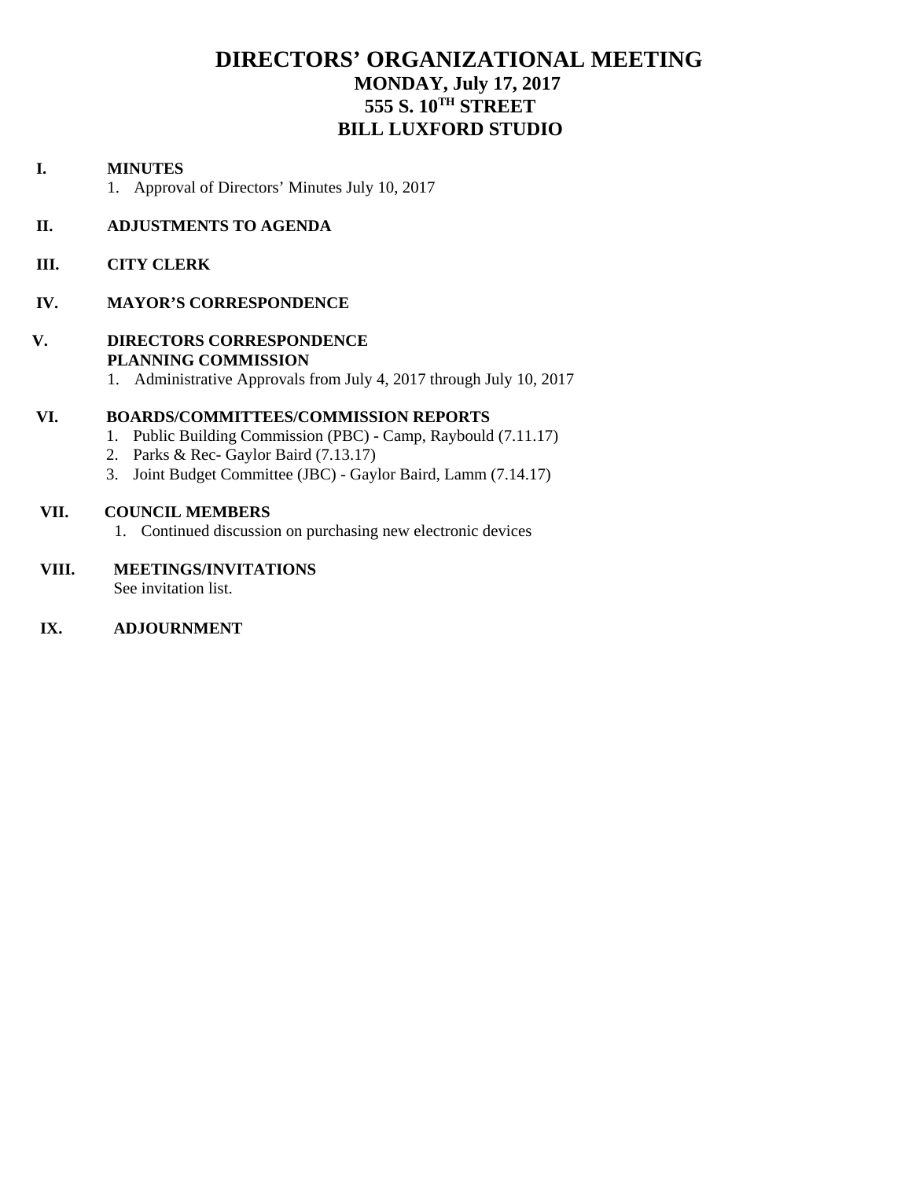# DIRECTORS' ORGANIZATIONAL MEETING

## MONDAY, July 17, 2017
## 555 S. 10TH STREET
## BILL LUXFORD STUDIO

**I. MINUTES**

1. Approval of Directors' Minutes July 10, 2017

**II. ADJUSTMENTS TO AGENDA**

**III. CITY CLERK**

**IV. MAYOR'S CORRESPONDENCE**

**V. DIRECTORS CORRESPONDENCE**

**PLANNING COMMISSION**

1. Administrative Approvals from July 4, 2017 through July 10, 2017

**VI. BOARDS/COMMITTEES/COMMISSION REPORTS**

1. Public Building Commission (PBC) - Camp, Raybould (7.11.17)
2. Parks & Rec- Gaylor Baird (7.13.17)
3. Joint Budget Committee (JBC) - Gaylor Baird, Lamm (7.14.17)

**VII. COUNCIL MEMBERS**

1. Continued discussion on purchasing new electronic devices

**VIII. MEETINGS/INVITATIONS**

See invitation list.

**IX. ADJOURNMENT**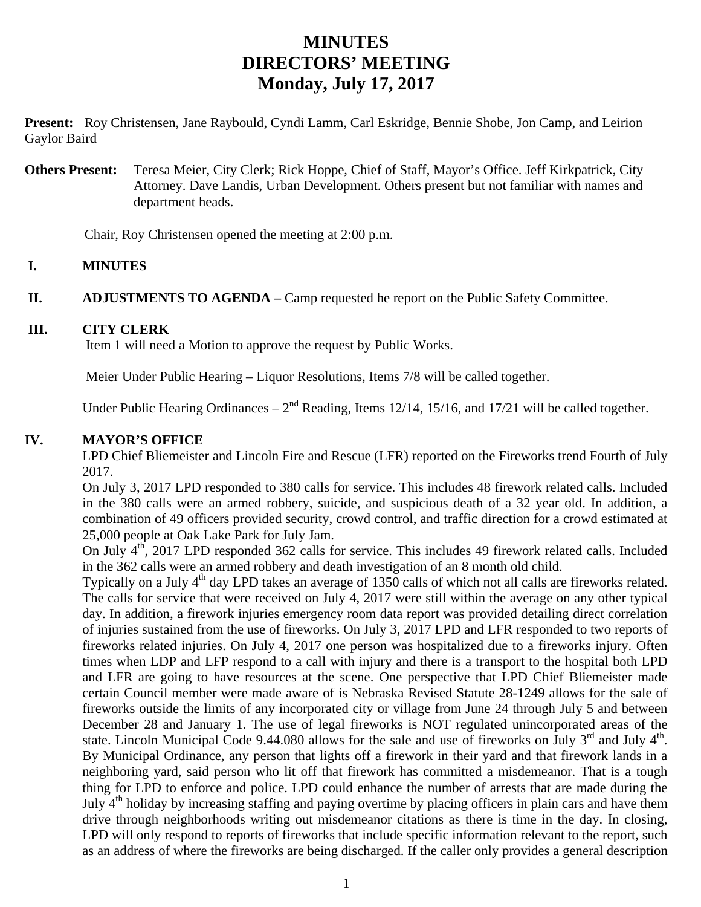# MINUTES
# DIRECTORS' MEETING
# Monday, July 17, 2017

**Present:** Roy Christensen, Jane Raybould, Cyndi Lamm, Carl Eskridge, Bennie Shobe, Jon Camp, and Leirion Gaylor Baird

**Others Present:** Teresa Meier, City Clerk; Rick Hoppe, Chief of Staff, Mayor's Office. Jeff Kirkpatrick, City Attorney. Dave Landis, Urban Development. Others present but not familiar with names and department heads.

Chair, Roy Christensen opened the meeting at 2:00 p.m.

## I. MINUTES

## II. ADJUSTMENTS TO AGENDA – Camp requested he report on the Public Safety Committee.

## III. CITY CLERK

Item 1 will need a Motion to approve the request by Public Works.

Meier Under Public Hearing – Liquor Resolutions, Items 7/8 will be called together.

Under Public Hearing Ordinances – 2nd Reading, Items 12/14, 15/16, and 17/21 will be called together.

## IV. MAYOR'S OFFICE

LPD Chief Bliemeister and Lincoln Fire and Rescue (LFR) reported on the Fireworks trend Fourth of July 2017.

On July 3, 2017 LPD responded to 380 calls for service. This includes 48 firework related calls. Included in the 380 calls were an armed robbery, suicide, and suspicious death of a 32 year old. In addition, a combination of 49 officers provided security, crowd control, and traffic direction for a crowd estimated at 25,000 people at Oak Lake Park for July Jam.

On July 4th, 2017 LPD responded 362 calls for service. This includes 49 firework related calls. Included in the 362 calls were an armed robbery and death investigation of an 8 month old child.

Typically on a July 4th day LPD takes an average of 1350 calls of which not all calls are fireworks related. The calls for service that were received on July 4, 2017 were still within the average on any other typical day. In addition, a firework injuries emergency room data report was provided detailing direct correlation of injuries sustained from the use of fireworks. On July 3, 2017 LPD and LFR responded to two reports of fireworks related injuries. On July 4, 2017 one person was hospitalized due to a fireworks injury. Often times when LDP and LFP respond to a call with injury and there is a transport to the hospital both LPD and LFR are going to have resources at the scene. One perspective that LPD Chief Bliemeister made certain Council member were made aware of is Nebraska Revised Statute 28-1249 allows for the sale of fireworks outside the limits of any incorporated city or village from June 24 through July 5 and between December 28 and January 1. The use of legal fireworks is NOT regulated unincorporated areas of the state. Lincoln Municipal Code 9.44.080 allows for the sale and use of fireworks on July 3rd and July 4th. By Municipal Ordinance, any person that lights off a firework in their yard and that firework lands in a neighboring yard, said person who lit off that firework has committed a misdemeanor. That is a tough thing for LPD to enforce and police. LPD could enhance the number of arrests that are made during the July 4th holiday by increasing staffing and paying overtime by placing officers in plain cars and have them drive through neighborhoods writing out misdemeanor citations as there is time in the day. In closing, LPD will only respond to reports of fireworks that include specific information relevant to the report, such as an address of where the fireworks are being discharged. If the caller only provides a general description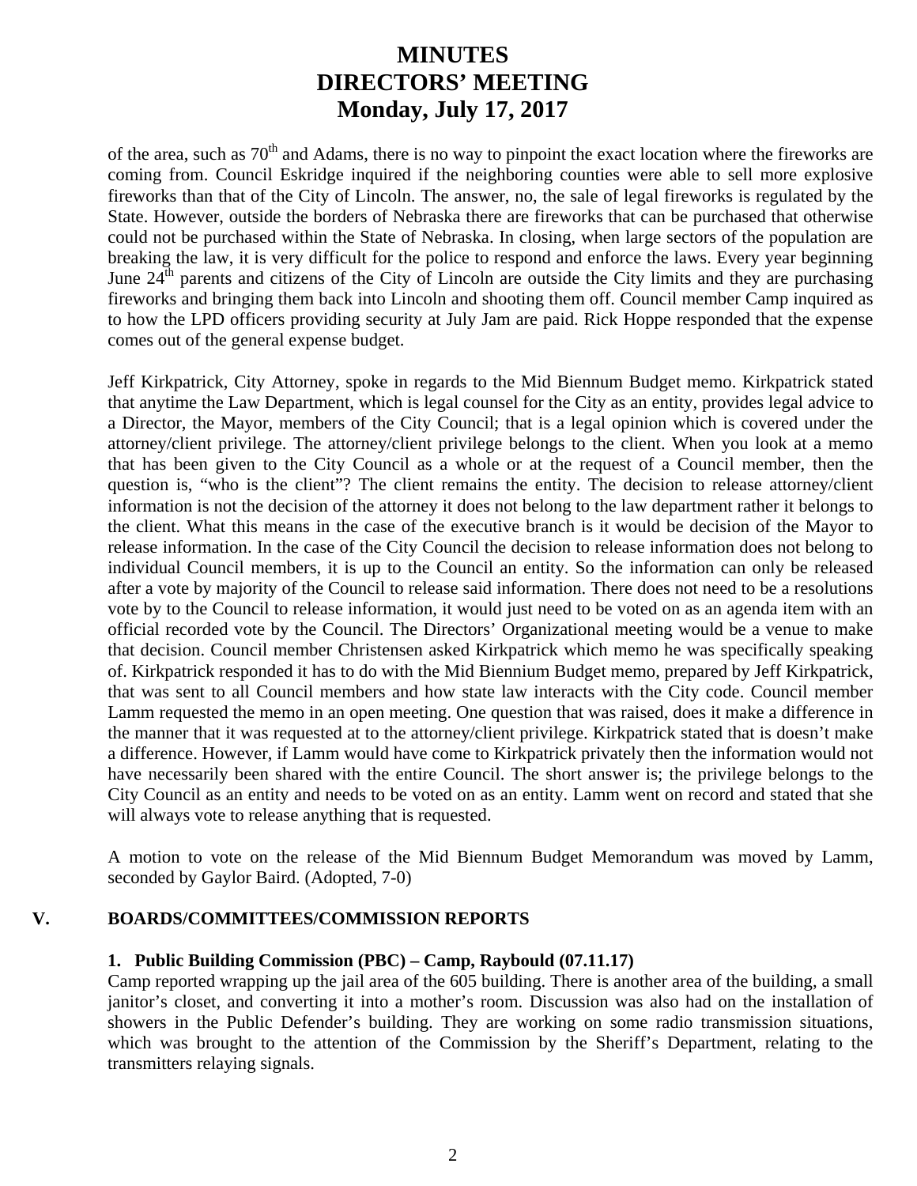# MINUTES
# DIRECTORS' MEETING
# Monday, July 17, 2017

of the area, such as 70th and Adams, there is no way to pinpoint the exact location where the fireworks are coming from. Council Eskridge inquired if the neighboring counties were able to sell more explosive fireworks than that of the City of Lincoln. The answer, no, the sale of legal fireworks is regulated by the State. However, outside the borders of Nebraska there are fireworks that can be purchased that otherwise could not be purchased within the State of Nebraska. In closing, when large sectors of the population are breaking the law, it is very difficult for the police to respond and enforce the laws. Every year beginning June 24th parents and citizens of the City of Lincoln are outside the City limits and they are purchasing fireworks and bringing them back into Lincoln and shooting them off. Council member Camp inquired as to how the LPD officers providing security at July Jam are paid. Rick Hoppe responded that the expense comes out of the general expense budget.

Jeff Kirkpatrick, City Attorney, spoke in regards to the Mid Biennum Budget memo. Kirkpatrick stated that anytime the Law Department, which is legal counsel for the City as an entity, provides legal advice to a Director, the Mayor, members of the City Council; that is a legal opinion which is covered under the attorney/client privilege. The attorney/client privilege belongs to the client. When you look at a memo that has been given to the City Council as a whole or at the request of a Council member, then the question is, "who is the client"? The client remains the entity. The decision to release attorney/client information is not the decision of the attorney it does not belong to the law department rather it belongs to the client. What this means in the case of the executive branch is it would be decision of the Mayor to release information. In the case of the City Council the decision to release information does not belong to individual Council members, it is up to the Council an entity. So the information can only be released after a vote by majority of the Council to release said information. There does not need to be a resolutions vote by to the Council to release information, it would just need to be voted on as an agenda item with an official recorded vote by the Council. The Directors' Organizational meeting would be a venue to make that decision. Council member Christensen asked Kirkpatrick which memo he was specifically speaking of. Kirkpatrick responded it has to do with the Mid Biennium Budget memo, prepared by Jeff Kirkpatrick, that was sent to all Council members and how state law interacts with the City code. Council member Lamm requested the memo in an open meeting. One question that was raised, does it make a difference in the manner that it was requested at to the attorney/client privilege. Kirkpatrick stated that is doesn't make a difference. However, if Lamm would have come to Kirkpatrick privately then the information would not have necessarily been shared with the entire Council. The short answer is; the privilege belongs to the City Council as an entity and needs to be voted on as an entity. Lamm went on record and stated that she will always vote to release anything that is requested.

A motion to vote on the release of the Mid Biennum Budget Memorandum was moved by Lamm, seconded by Gaylor Baird. (Adopted, 7-0)

## V. BOARDS/COMMITTEES/COMMISSION REPORTS

### 1. Public Building Commission (PBC) – Camp, Raybould (07.11.17)

Camp reported wrapping up the jail area of the 605 building. There is another area of the building, a small janitor's closet, and converting it into a mother's room. Discussion was also had on the installation of showers in the Public Defender's building. They are working on some radio transmission situations, which was brought to the attention of the Commission by the Sheriff's Department, relating to the transmitters relaying signals.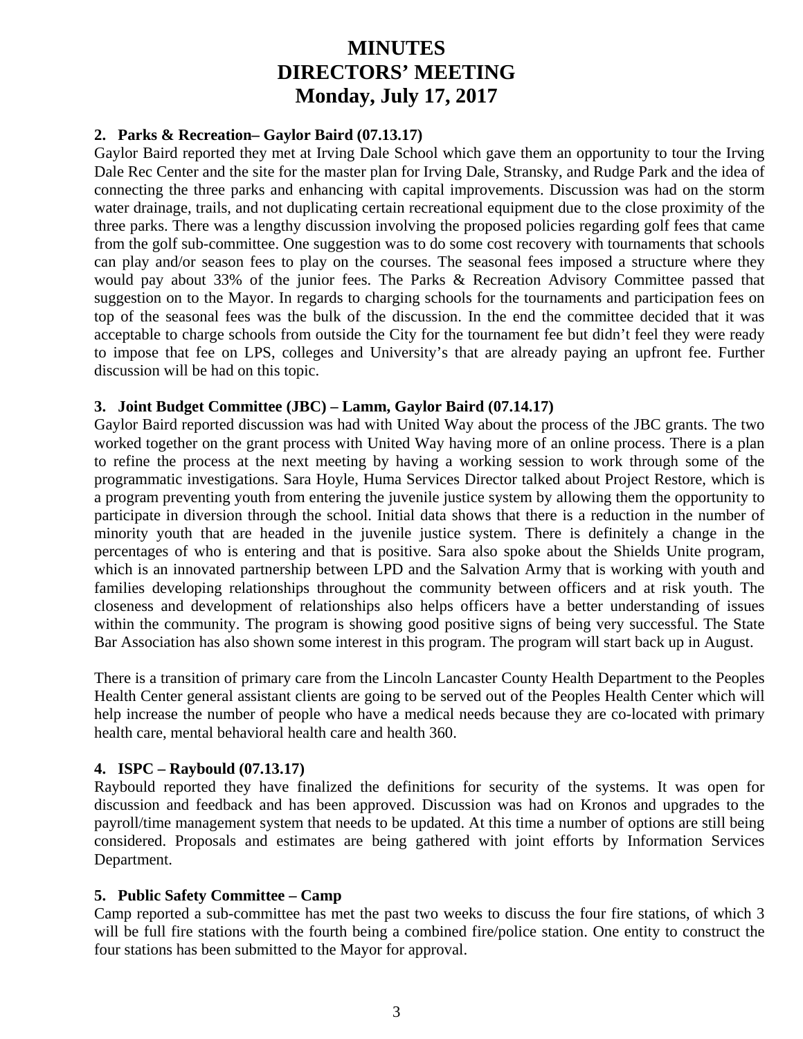# MINUTES
# DIRECTORS' MEETING
# Monday, July 17, 2017

**2. Parks & Recreation– Gaylor Baird (07.13.17)**

Gaylor Baird reported they met at Irving Dale School which gave them an opportunity to tour the Irving Dale Rec Center and the site for the master plan for Irving Dale, Stransky, and Rudge Park and the idea of connecting the three parks and enhancing with capital improvements. Discussion was had on the storm water drainage, trails, and not duplicating certain recreational equipment due to the close proximity of the three parks. There was a lengthy discussion involving the proposed policies regarding golf fees that came from the golf sub-committee. One suggestion was to do some cost recovery with tournaments that schools can play and/or season fees to play on the courses. The seasonal fees imposed a structure where they would pay about 33% of the junior fees. The Parks & Recreation Advisory Committee passed that suggestion on to the Mayor. In regards to charging schools for the tournaments and participation fees on top of the seasonal fees was the bulk of the discussion. In the end the committee decided that it was acceptable to charge schools from outside the City for the tournament fee but didn't feel they were ready to impose that fee on LPS, colleges and University's that are already paying an upfront fee. Further discussion will be had on this topic.

**3. Joint Budget Committee (JBC) – Lamm, Gaylor Baird (07.14.17)**

Gaylor Baird reported discussion was had with United Way about the process of the JBC grants. The two worked together on the grant process with United Way having more of an online process. There is a plan to refine the process at the next meeting by having a working session to work through some of the programmatic investigations. Sara Hoyle, Huma Services Director talked about Project Restore, which is a program preventing youth from entering the juvenile justice system by allowing them the opportunity to participate in diversion through the school. Initial data shows that there is a reduction in the number of minority youth that are headed in the juvenile justice system. There is definitely a change in the percentages of who is entering and that is positive. Sara also spoke about the Shields Unite program, which is an innovated partnership between LPD and the Salvation Army that is working with youth and families developing relationships throughout the community between officers and at risk youth. The closeness and development of relationships also helps officers have a better understanding of issues within the community. The program is showing good positive signs of being very successful. The State Bar Association has also shown some interest in this program. The program will start back up in August.

There is a transition of primary care from the Lincoln Lancaster County Health Department to the Peoples Health Center general assistant clients are going to be served out of the Peoples Health Center which will help increase the number of people who have a medical needs because they are co-located with primary health care, mental behavioral health care and health 360.

**4. ISPC – Raybould (07.13.17)**

Raybould reported they have finalized the definitions for security of the systems. It was open for discussion and feedback and has been approved. Discussion was had on Kronos and upgrades to the payroll/time management system that needs to be updated. At this time a number of options are still being considered. Proposals and estimates are being gathered with joint efforts by Information Services Department.

**5. Public Safety Committee – Camp**

Camp reported a sub-committee has met the past two weeks to discuss the four fire stations, of which 3 will be full fire stations with the fourth being a combined fire/police station. One entity to construct the four stations has been submitted to the Mayor for approval.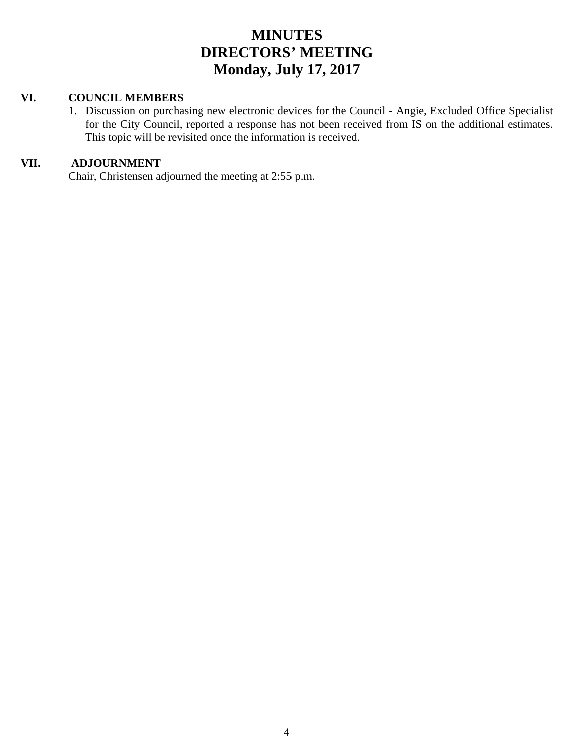# MINUTES
# DIRECTORS' MEETING
# Monday, July 17, 2017

## VI. COUNCIL MEMBERS

1. Discussion on purchasing new electronic devices for the Council - Angie, Excluded Office Specialist for the City Council, reported a response has not been received from IS on the additional estimates. This topic will be revisited once the information is received.

## VII. ADJOURNMENT

Chair, Christensen adjourned the meeting at 2:55 p.m.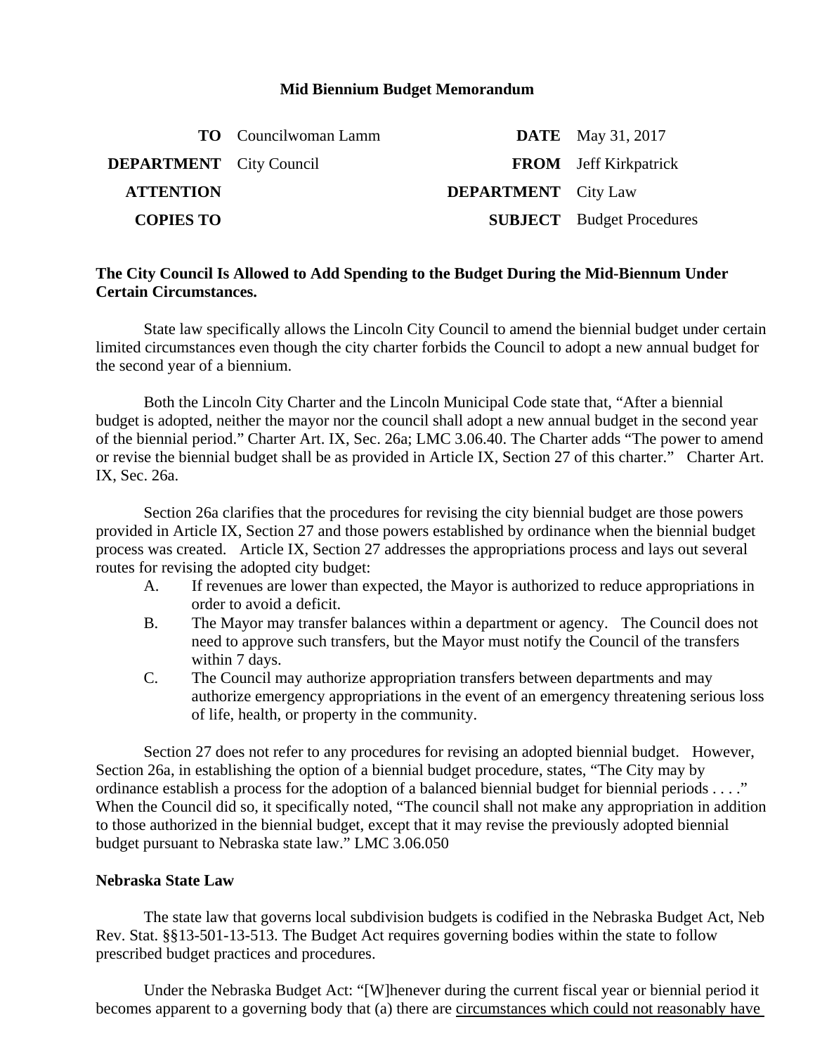**Mid Biennium Budget Memorandum**

| | | | |
|---|---|---|---|
| **TO** | Councilwoman Lamm | **DATE** | May 31, 2017 |
| **DEPARTMENT** | City Council | **FROM** | Jeff Kirkpatrick |
| **ATTENTION** | | **DEPARTMENT** | City Law |
| **COPIES TO** | | **SUBJECT** | Budget Procedures |

**The City Council Is Allowed to Add Spending to the Budget During the Mid-Biennum Under Certain Circumstances.**

State law specifically allows the Lincoln City Council to amend the biennial budget under certain limited circumstances even though the city charter forbids the Council to adopt a new annual budget for the second year of a biennium.

Both the Lincoln City Charter and the Lincoln Municipal Code state that, "After a biennial budget is adopted, neither the mayor nor the council shall adopt a new annual budget in the second year of the biennial period." Charter Art. IX, Sec. 26a; LMC 3.06.40. The Charter adds "The power to amend or revise the biennial budget shall be as provided in Article IX, Section 27 of this charter." Charter Art. IX, Sec. 26a.

Section 26a clarifies that the procedures for revising the city biennial budget are those powers provided in Article IX, Section 27 and those powers established by ordinance when the biennial budget process was created. Article IX, Section 27 addresses the appropriations process and lays out several routes for revising the adopted city budget:

A. If revenues are lower than expected, the Mayor is authorized to reduce appropriations in order to avoid a deficit.

B. The Mayor may transfer balances within a department or agency. The Council does not need to approve such transfers, but the Mayor must notify the Council of the transfers within 7 days.

C. The Council may authorize appropriation transfers between departments and may authorize emergency appropriations in the event of an emergency threatening serious loss of life, health, or property in the community.

Section 27 does not refer to any procedures for revising an adopted biennial budget. However, Section 26a, in establishing the option of a biennial budget procedure, states, "The City may by ordinance establish a process for the adoption of a balanced biennial budget for biennial periods . . . ." When the Council did so, it specifically noted, "The council shall not make any appropriation in addition to those authorized in the biennial budget, except that it may revise the previously adopted biennial budget pursuant to Nebraska state law." LMC 3.06.050

**Nebraska State Law**

The state law that governs local subdivision budgets is codified in the Nebraska Budget Act, Neb Rev. Stat. §§13-501-13-513. The Budget Act requires governing bodies within the state to follow prescribed budget practices and procedures.

Under the Nebraska Budget Act: "[W]henever during the current fiscal year or biennial period it becomes apparent to a governing body that (a) there are circumstances which could not reasonably have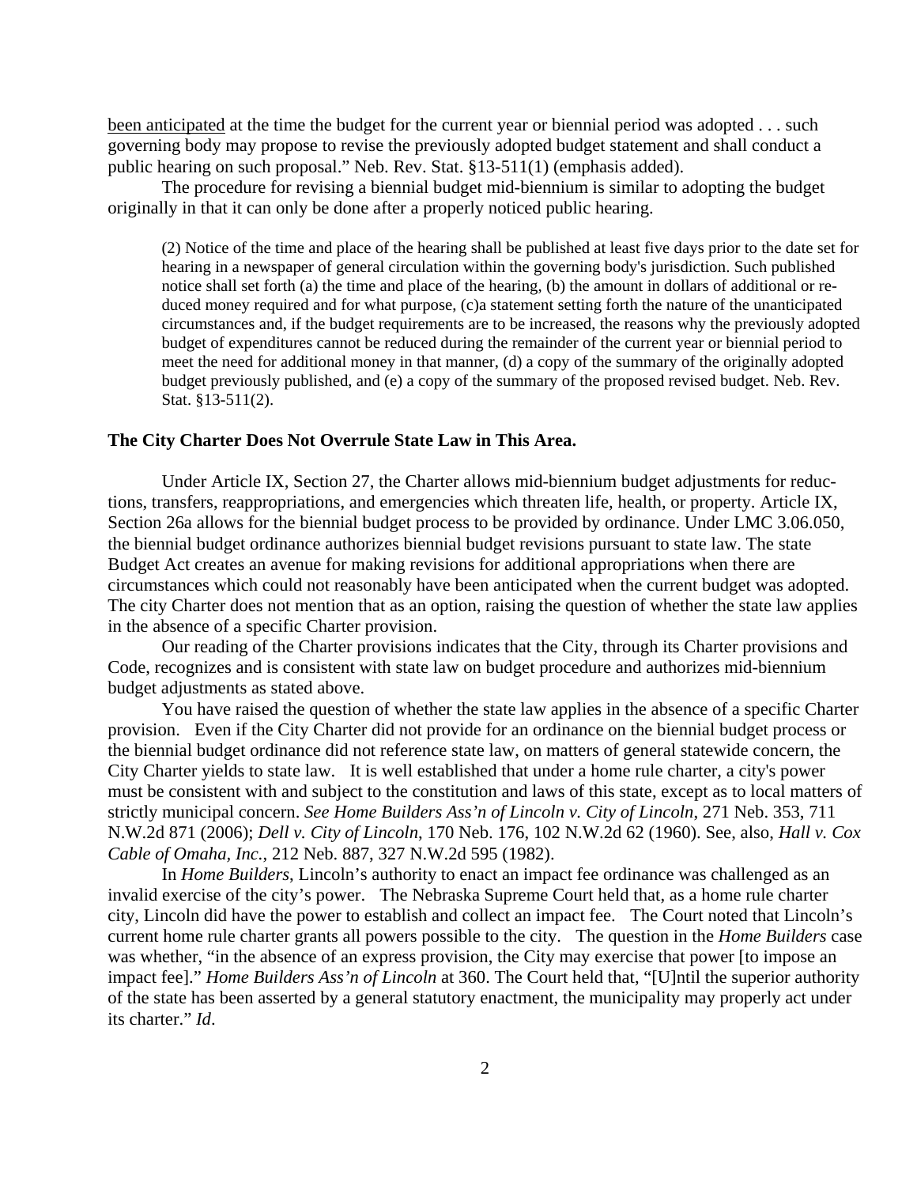<u>been anticipated</u> at the time the budget for the current year or biennial period was adopted . . . such governing body may propose to revise the previously adopted budget statement and shall conduct a public hearing on such proposal." Neb. Rev. Stat. §13-511(1) (emphasis added).

The procedure for revising a biennial budget mid-biennium is similar to adopting the budget originally in that it can only be done after a properly noticed public hearing.

> (2) Notice of the time and place of the hearing shall be published at least five days prior to the date set for hearing in a newspaper of general circulation within the governing body's jurisdiction. Such published notice shall set forth (a) the time and place of the hearing, (b) the amount in dollars of additional or reduced money required and for what purpose, (c)a statement setting forth the nature of the unanticipated circumstances and, if the budget requirements are to be increased, the reasons why the previously adopted budget of expenditures cannot be reduced during the remainder of the current year or biennial period to meet the need for additional money in that manner, (d) a copy of the summary of the originally adopted budget previously published, and (e) a copy of the summary of the proposed revised budget. Neb. Rev. Stat. §13-511(2).

**The City Charter Does Not Overrule State Law in This Area.**

Under Article IX, Section 27, the Charter allows mid-biennium budget adjustments for reductions, transfers, reappropriations, and emergencies which threaten life, health, or property. Article IX, Section 26a allows for the biennial budget process to be provided by ordinance. Under LMC 3.06.050, the biennial budget ordinance authorizes biennial budget revisions pursuant to state law. The state Budget Act creates an avenue for making revisions for additional appropriations when there are circumstances which could not reasonably have been anticipated when the current budget was adopted. The city Charter does not mention that as an option, raising the question of whether the state law applies in the absence of a specific Charter provision.

Our reading of the Charter provisions indicates that the City, through its Charter provisions and Code, recognizes and is consistent with state law on budget procedure and authorizes mid-biennium budget adjustments as stated above.

You have raised the question of whether the state law applies in the absence of a specific Charter provision. Even if the City Charter did not provide for an ordinance on the biennial budget process or the biennial budget ordinance did not reference state law, on matters of general statewide concern, the City Charter yields to state law. It is well established that under a home rule charter, a city's power must be consistent with and subject to the constitution and laws of this state, except as to local matters of strictly municipal concern. *See Home Builders Ass'n of Lincoln v. City of Lincoln*, 271 Neb. 353, 711 N.W.2d 871 (2006); *Dell v. City of Lincoln*, 170 Neb. 176, 102 N.W.2d 62 (1960). See, also, *Hall v. Cox Cable of Omaha, Inc.*, 212 Neb. 887, 327 N.W.2d 595 (1982).

In *Home Builders*, Lincoln's authority to enact an impact fee ordinance was challenged as an invalid exercise of the city's power. The Nebraska Supreme Court held that, as a home rule charter city, Lincoln did have the power to establish and collect an impact fee. The Court noted that Lincoln's current home rule charter grants all powers possible to the city. The question in the *Home Builders* case was whether, "in the absence of an express provision, the City may exercise that power [to impose an impact fee]." *Home Builders Ass'n of Lincoln* at 360. The Court held that, "[U]ntil the superior authority of the state has been asserted by a general statutory enactment, the municipality may properly act under its charter." *Id*.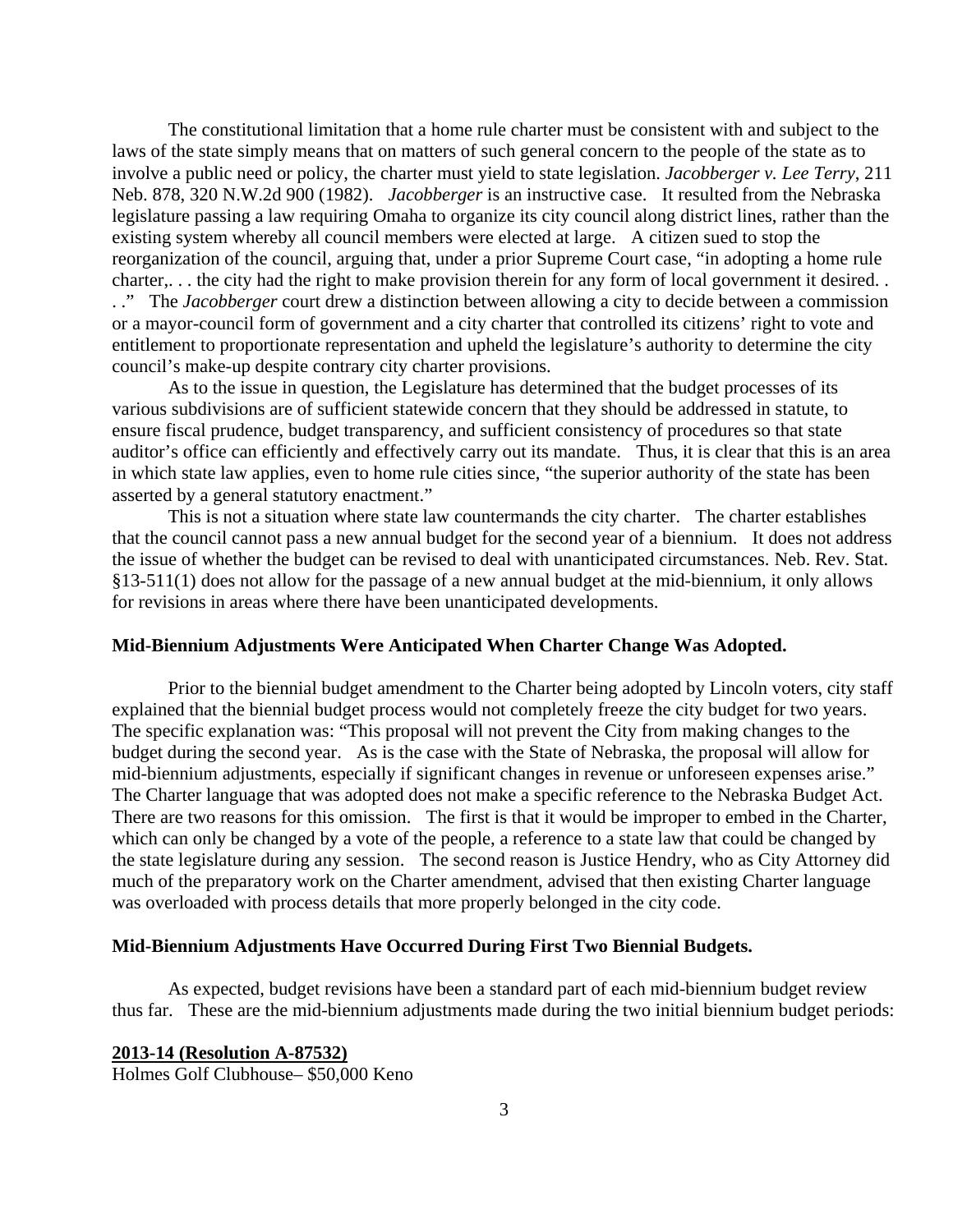The constitutional limitation that a home rule charter must be consistent with and subject to the laws of the state simply means that on matters of such general concern to the people of the state as to involve a public need or policy, the charter must yield to state legislation. *Jacobberger v. Lee Terry*, 211 Neb. 878, 320 N.W.2d 900 (1982). *Jacobberger* is an instructive case. It resulted from the Nebraska legislature passing a law requiring Omaha to organize its city council along district lines, rather than the existing system whereby all council members were elected at large. A citizen sued to stop the reorganization of the council, arguing that, under a prior Supreme Court case, "in adopting a home rule charter,. . . the city had the right to make provision therein for any form of local government it desired. . . ." The *Jacobberger* court drew a distinction between allowing a city to decide between a commission or a mayor-council form of government and a city charter that controlled its citizens' right to vote and entitlement to proportionate representation and upheld the legislature's authority to determine the city council's make-up despite contrary city charter provisions.

As to the issue in question, the Legislature has determined that the budget processes of its various subdivisions are of sufficient statewide concern that they should be addressed in statute, to ensure fiscal prudence, budget transparency, and sufficient consistency of procedures so that state auditor's office can efficiently and effectively carry out its mandate. Thus, it is clear that this is an area in which state law applies, even to home rule cities since, "the superior authority of the state has been asserted by a general statutory enactment."

This is not a situation where state law countermands the city charter. The charter establishes that the council cannot pass a new annual budget for the second year of a biennium. It does not address the issue of whether the budget can be revised to deal with unanticipated circumstances. Neb. Rev. Stat. §13-511(1) does not allow for the passage of a new annual budget at the mid-biennium, it only allows for revisions in areas where there have been unanticipated developments.

**Mid-Biennium Adjustments Were Anticipated When Charter Change Was Adopted.**

Prior to the biennial budget amendment to the Charter being adopted by Lincoln voters, city staff explained that the biennial budget process would not completely freeze the city budget for two years. The specific explanation was: "This proposal will not prevent the City from making changes to the budget during the second year. As is the case with the State of Nebraska, the proposal will allow for mid-biennium adjustments, especially if significant changes in revenue or unforeseen expenses arise." The Charter language that was adopted does not make a specific reference to the Nebraska Budget Act. There are two reasons for this omission. The first is that it would be improper to embed in the Charter, which can only be changed by a vote of the people, a reference to a state law that could be changed by the state legislature during any session. The second reason is Justice Hendry, who as City Attorney did much of the preparatory work on the Charter amendment, advised that then existing Charter language was overloaded with process details that more properly belonged in the city code.

**Mid-Biennium Adjustments Have Occurred During First Two Biennial Budgets.**

As expected, budget revisions have been a standard part of each mid-biennium budget review thus far. These are the mid-biennium adjustments made during the two initial biennium budget periods:

**2013-14 (Resolution A-87532)**

Holmes Golf Clubhouse– $50,000 Keno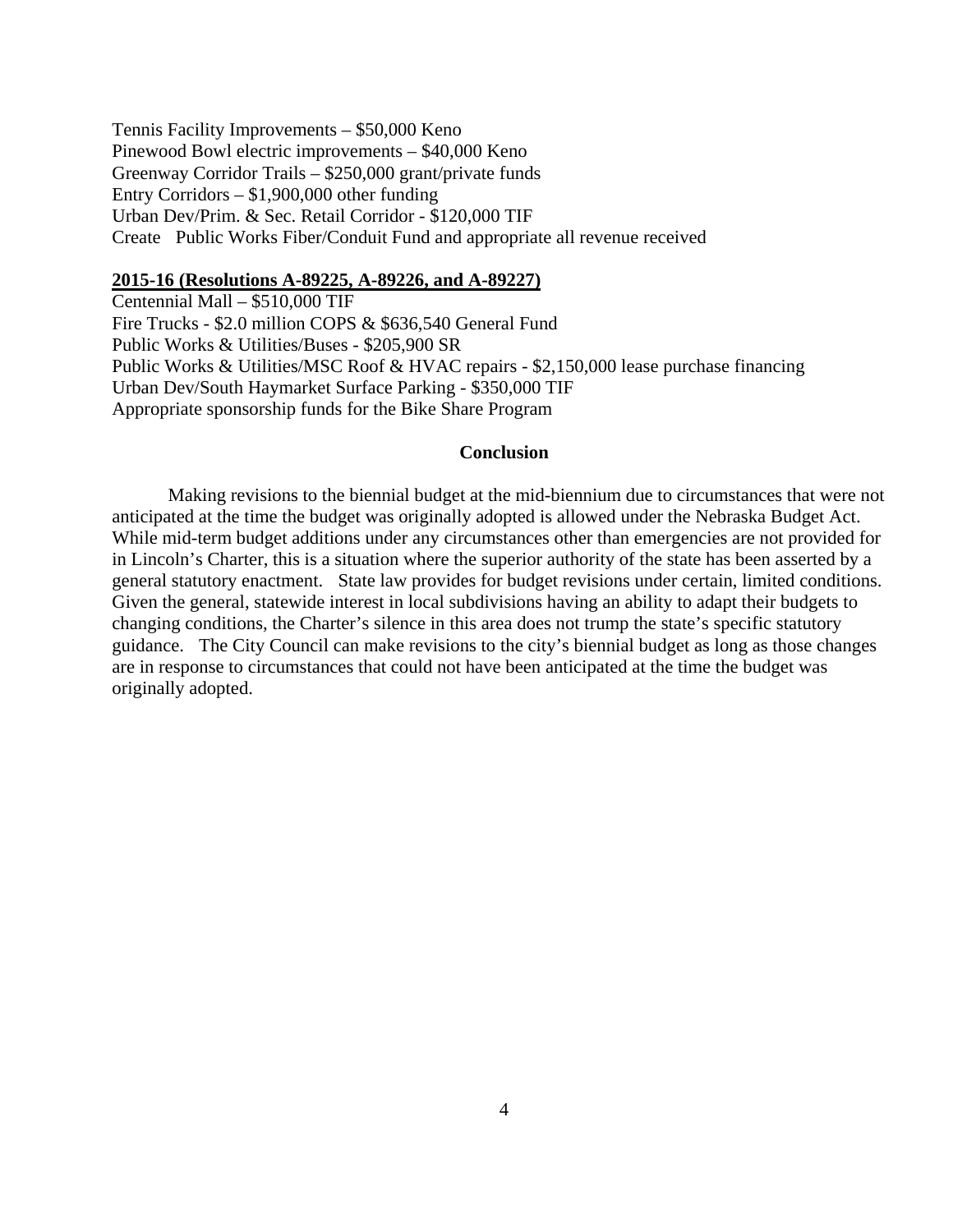Tennis Facility Improvements – $50,000 Keno
Pinewood Bowl electric improvements – $40,000 Keno
Greenway Corridor Trails – $250,000 grant/private funds
Entry Corridors – $1,900,000 other funding
Urban Dev/Prim. & Sec. Retail Corridor - $120,000 TIF
Create Public Works Fiber/Conduit Fund and appropriate all revenue received

**2015-16 (Resolutions A-89225, A-89226, and A-89227)**

Centennial Mall – $510,000 TIF
Fire Trucks - $2.0 million COPS & $636,540 General Fund
Public Works & Utilities/Buses - $205,900 SR
Public Works & Utilities/MSC Roof & HVAC repairs - $2,150,000 lease purchase financing
Urban Dev/South Haymarket Surface Parking - $350,000 TIF
Appropriate sponsorship funds for the Bike Share Program

## Conclusion

Making revisions to the biennial budget at the mid-biennium due to circumstances that were not anticipated at the time the budget was originally adopted is allowed under the Nebraska Budget Act. While mid-term budget additions under any circumstances other than emergencies are not provided for in Lincoln's Charter, this is a situation where the superior authority of the state has been asserted by a general statutory enactment. State law provides for budget revisions under certain, limited conditions. Given the general, statewide interest in local subdivisions having an ability to adapt their budgets to changing conditions, the Charter's silence in this area does not trump the state's specific statutory guidance. The City Council can make revisions to the city's biennial budget as long as those changes are in response to circumstances that could not have been anticipated at the time the budget was originally adopted.